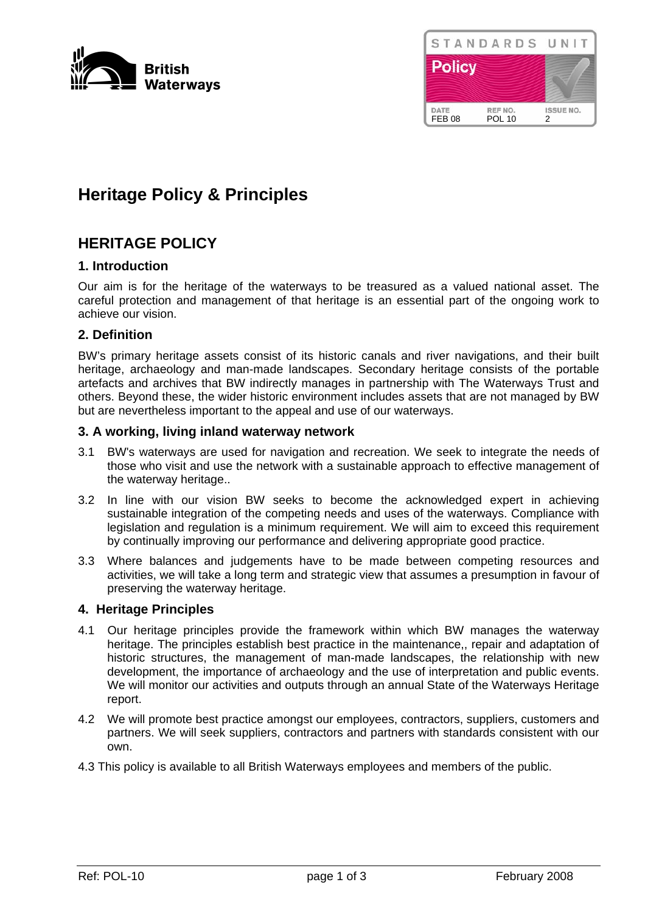British Waterways

| STANDARDS UNIT | | |
|---|---|---|
| Policy | | |
| DATE | REF NO. | ISSUE NO. |
| FEB 08 | POL 10 | 2 |

# Heritage Policy & Principles

## HERITAGE POLICY

### 1. Introduction

Our aim is for the heritage of the waterways to be treasured as a valued national asset. The careful protection and management of that heritage is an essential part of the ongoing work to achieve our vision.

### 2. Definition

BW's primary heritage assets consist of its historic canals and river navigations, and their built heritage, archaeology and man-made landscapes. Secondary heritage consists of the portable artefacts and archives that BW indirectly manages in partnership with The Waterways Trust and others. Beyond these, the wider historic environment includes assets that are not managed by BW but are nevertheless important to the appeal and use of our waterways.

### 3. A working, living inland waterway network

3.1 BW's waterways are used for navigation and recreation. We seek to integrate the needs of those who visit and use the network with a sustainable approach to effective management of the waterway heritage..

3.2 In line with our vision BW seeks to become the acknowledged expert in achieving sustainable integration of the competing needs and uses of the waterways. Compliance with legislation and regulation is a minimum requirement. We will aim to exceed this requirement by continually improving our performance and delivering appropriate good practice.

3.3 Where balances and judgements have to be made between competing resources and activities, we will take a long term and strategic view that assumes a presumption in favour of preserving the waterway heritage.

### 4. Heritage Principles

4.1 Our heritage principles provide the framework within which BW manages the waterway heritage. The principles establish best practice in the maintenance,, repair and adaptation of historic structures, the management of man-made landscapes, the relationship with new development, the importance of archaeology and the use of interpretation and public events. We will monitor our activities and outputs through an annual State of the Waterways Heritage report.

4.2 We will promote best practice amongst our employees, contractors, suppliers, customers and partners. We will seek suppliers, contractors and partners with standards consistent with our own.

4.3 This policy is available to all British Waterways employees and members of the public.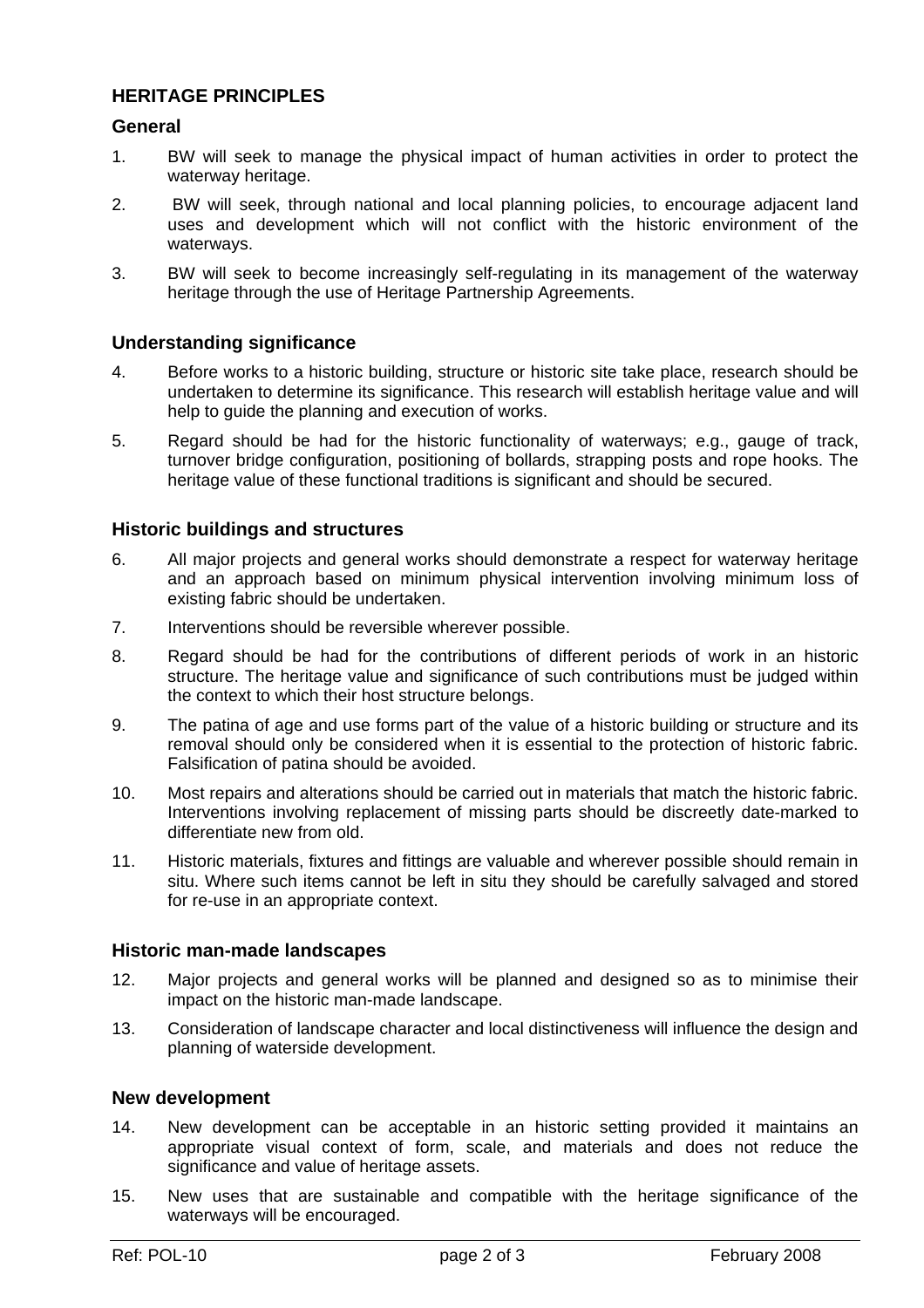## HERITAGE PRINCIPLES

### General

1. BW will seek to manage the physical impact of human activities in order to protect the waterway heritage.
2. BW will seek, through national and local planning policies, to encourage adjacent land uses and development which will not conflict with the historic environment of the waterways.
3. BW will seek to become increasingly self-regulating in its management of the waterway heritage through the use of Heritage Partnership Agreements.

### Understanding significance

4. Before works to a historic building, structure or historic site take place, research should be undertaken to determine its significance. This research will establish heritage value and will help to guide the planning and execution of works.
5. Regard should be had for the historic functionality of waterways; e.g., gauge of track, turnover bridge configuration, positioning of bollards, strapping posts and rope hooks. The heritage value of these functional traditions is significant and should be secured.

### Historic buildings and structures

6. All major projects and general works should demonstrate a respect for waterway heritage and an approach based on minimum physical intervention involving minimum loss of existing fabric should be undertaken.
7. Interventions should be reversible wherever possible.
8. Regard should be had for the contributions of different periods of work in an historic structure. The heritage value and significance of such contributions must be judged within the context to which their host structure belongs.
9. The patina of age and use forms part of the value of a historic building or structure and its removal should only be considered when it is essential to the protection of historic fabric. Falsification of patina should be avoided.
10. Most repairs and alterations should be carried out in materials that match the historic fabric. Interventions involving replacement of missing parts should be discreetly date-marked to differentiate new from old.
11. Historic materials, fixtures and fittings are valuable and wherever possible should remain in situ. Where such items cannot be left in situ they should be carefully salvaged and stored for re-use in an appropriate context.

### Historic man-made landscapes

12. Major projects and general works will be planned and designed so as to minimise their impact on the historic man-made landscape.
13. Consideration of landscape character and local distinctiveness will influence the design and planning of waterside development.

### New development

14. New development can be acceptable in an historic setting provided it maintains an appropriate visual context of form, scale, and materials and does not reduce the significance and value of heritage assets.
15. New uses that are sustainable and compatible with the heritage significance of the waterways will be encouraged.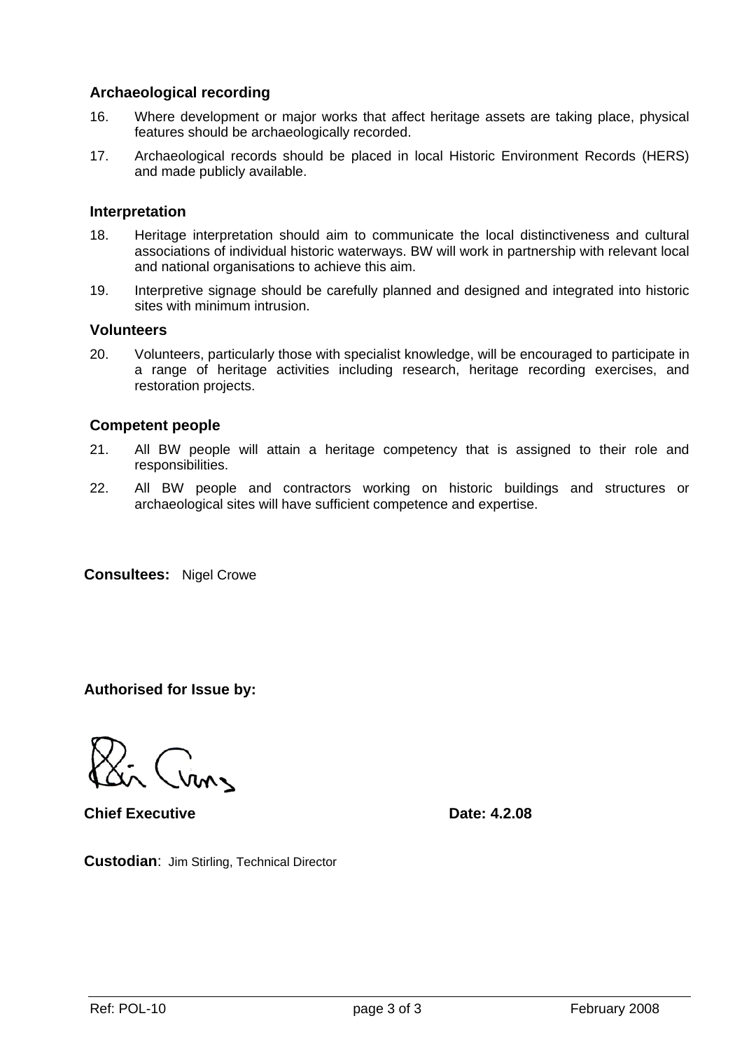## Archaeological recording

16. Where development or major works that affect heritage assets are taking place, physical features should be archaeologically recorded.

17. Archaeological records should be placed in local Historic Environment Records (HERS) and made publicly available.

## Interpretation

18. Heritage interpretation should aim to communicate the local distinctiveness and cultural associations of individual historic waterways. BW will work in partnership with relevant local and national organisations to achieve this aim.

19. Interpretive signage should be carefully planned and designed and integrated into historic sites with minimum intrusion.

## Volunteers

20. Volunteers, particularly those with specialist knowledge, will be encouraged to participate in a range of heritage activities including research, heritage recording exercises, and restoration projects.

## Competent people

21. All BW people will attain a heritage competency that is assigned to their role and responsibilities.

22. All BW people and contractors working on historic buildings and structures or archaeological sites will have sufficient competence and expertise.

**Consultees:** Nigel Crowe

**Authorised for Issue by:**

**Chief Executive** **Date: 4.2.08**

**Custodian**: Jim Stirling, Technical Director